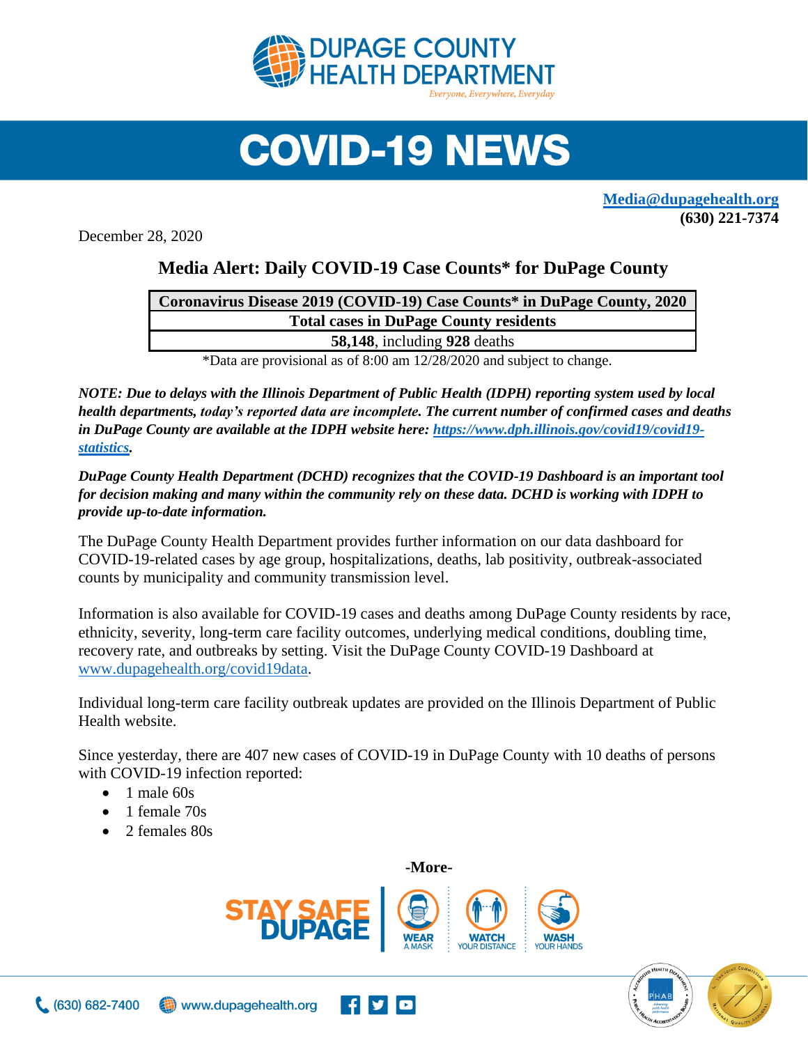# DUPAGE COUNTY HEALTH DEPARTMENT

*Everyone, Everywhere, Everyday*

# COVID-19 NEWS

**Media@dupagehealth.org**
**(630) 221-7374**

December 28, 2020

## Media Alert: Daily COVID-19 Case Counts* for DuPage County

| Coronavirus Disease 2019 (COVID-19) Case Counts* in DuPage County, 2020 |
| --- |
| **Total cases in DuPage County residents** |
| **58,148**, including **928** deaths |

*Data are provisional as of 8:00 am 12/28/2020 and subject to change.

***NOTE: Due to delays with the Illinois Department of Public Health (IDPH) reporting system used by local health departments, today's reported data are incomplete. The current number of confirmed cases and deaths in DuPage County are available at the IDPH website here: https://www.dph.illinois.gov/covid19/covid19-statistics.***

***DuPage County Health Department (DCHD) recognizes that the COVID-19 Dashboard is an important tool for decision making and many within the community rely on these data. DCHD is working with IDPH to provide up-to-date information.***

The DuPage County Health Department provides further information on our data dashboard for COVID-19-related cases by age group, hospitalizations, deaths, lab positivity, outbreak-associated counts by municipality and community transmission level.

Information is also available for COVID-19 cases and deaths among DuPage County residents by race, ethnicity, severity, long-term care facility outcomes, underlying medical conditions, doubling time, recovery rate, and outbreaks by setting. Visit the DuPage County COVID-19 Dashboard at www.dupagehealth.org/covid19data.

Individual long-term care facility outbreak updates are provided on the Illinois Department of Public Health website.

Since yesterday, there are 407 new cases of COVID-19 in DuPage County with 10 deaths of persons with COVID-19 infection reported:

- 1 male 60s
- 1 female 70s
- 2 females 80s

**-More-**

STAY SAFE DUPAGE | WEAR A MASK | WATCH YOUR DISTANCE | WASH YOUR HANDS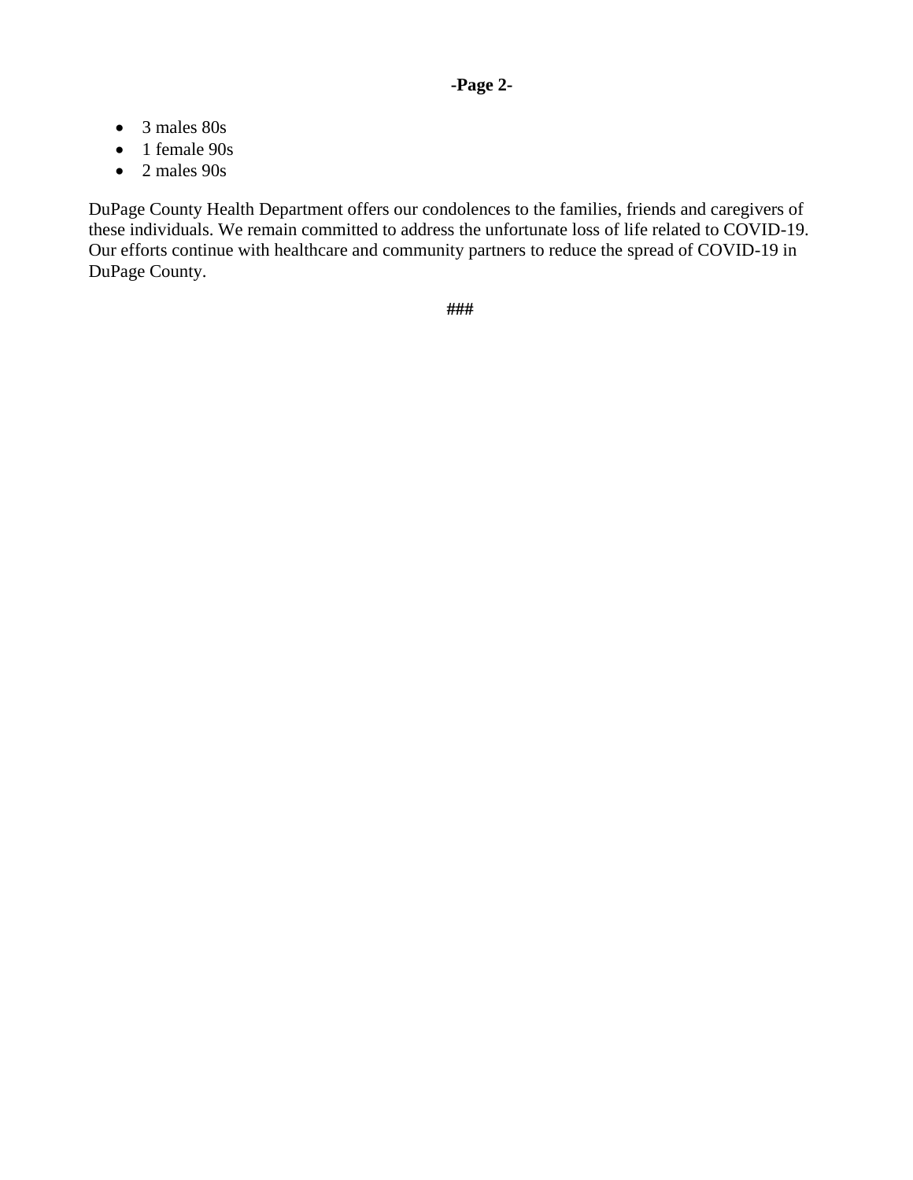- 3 males 80s
- 1 female 90s
- 2 males 90s

DuPage County Health Department offers our condolences to the families, friends and caregivers of these individuals. We remain committed to address the unfortunate loss of life related to COVID-19. Our efforts continue with healthcare and community partners to reduce the spread of COVID-19 in DuPage County.

**###**